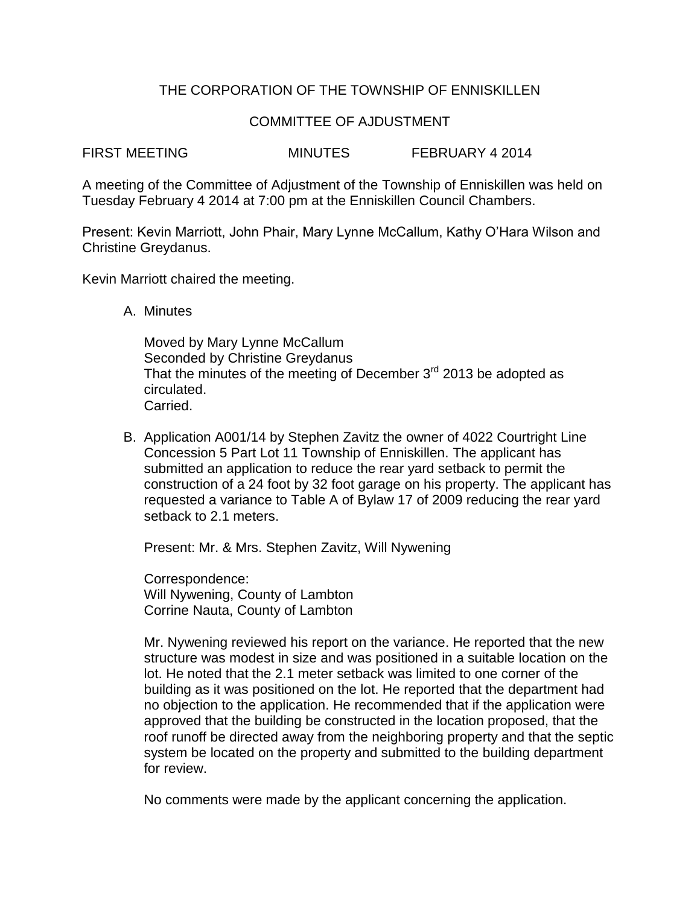THE CORPORATION OF THE TOWNSHIP OF ENNISKILLEN

COMMITTEE OF AJDUSTMENT

FIRST MEETING MINUTES FEBRUARY 4 2014

A meeting of the Committee of Adjustment of the Township of Enniskillen was held on Tuesday February 4 2014 at 7:00 pm at the Enniskillen Council Chambers.

Present: Kevin Marriott, John Phair, Mary Lynne McCallum, Kathy O'Hara Wilson and Christine Greydanus.

Kevin Marriott chaired the meeting.

A. Minutes

   Moved by Mary Lynne McCallum
   Seconded by Christine Greydanus
   That the minutes of the meeting of December 3rd 2013 be adopted as circulated.
   Carried.

B. Application A001/14 by Stephen Zavitz the owner of 4022 Courtright Line Concession 5 Part Lot 11 Township of Enniskillen. The applicant has submitted an application to reduce the rear yard setback to permit the construction of a 24 foot by 32 foot garage on his property. The applicant has requested a variance to Table A of Bylaw 17 of 2009 reducing the rear yard setback to 2.1 meters.

   Present: Mr. & Mrs. Stephen Zavitz, Will Nywening

   Correspondence:
   Will Nywening, County of Lambton
   Corrine Nauta, County of Lambton

   Mr. Nywening reviewed his report on the variance. He reported that the new structure was modest in size and was positioned in a suitable location on the lot. He noted that the 2.1 meter setback was limited to one corner of the building as it was positioned on the lot. He reported that the department had no objection to the application. He recommended that if the application were approved that the building be constructed in the location proposed, that the roof runoff be directed away from the neighboring property and that the septic system be located on the property and submitted to the building department for review.

   No comments were made by the applicant concerning the application.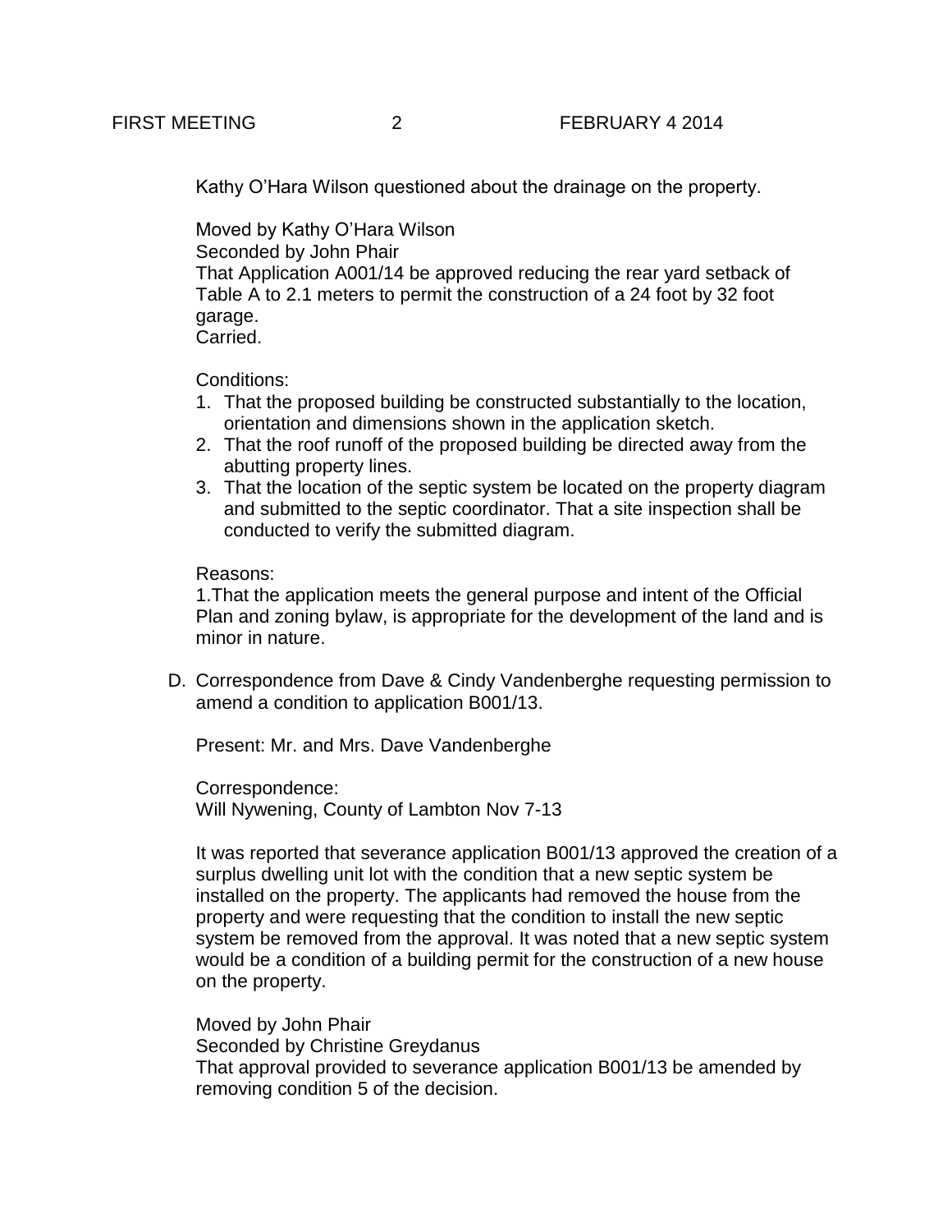Kathy O'Hara Wilson questioned about the drainage on the property.

Moved by Kathy O'Hara Wilson
Seconded by John Phair
That Application A001/14 be approved reducing the rear yard setback of Table A to 2.1 meters to permit the construction of a 24 foot by 32 foot garage.
Carried.

Conditions:

1. That the proposed building be constructed substantially to the location, orientation and dimensions shown in the application sketch.
2. That the roof runoff of the proposed building be directed away from the abutting property lines.
3. That the location of the septic system be located on the property diagram and submitted to the septic coordinator. That a site inspection shall be conducted to verify the submitted diagram.

Reasons:
1.That the application meets the general purpose and intent of the Official Plan and zoning bylaw, is appropriate for the development of the land and is minor in nature.

D. Correspondence from Dave & Cindy Vandenberghe requesting permission to amend a condition to application B001/13.

Present: Mr. and Mrs. Dave Vandenberghe

Correspondence:
Will Nywening, County of Lambton Nov 7-13

It was reported that severance application B001/13 approved the creation of a surplus dwelling unit lot with the condition that a new septic system be installed on the property. The applicants had removed the house from the property and were requesting that the condition to install the new septic system be removed from the approval. It was noted that a new septic system would be a condition of a building permit for the construction of a new house on the property.

Moved by John Phair
Seconded by Christine Greydanus
That approval provided to severance application B001/13 be amended by removing condition 5 of the decision.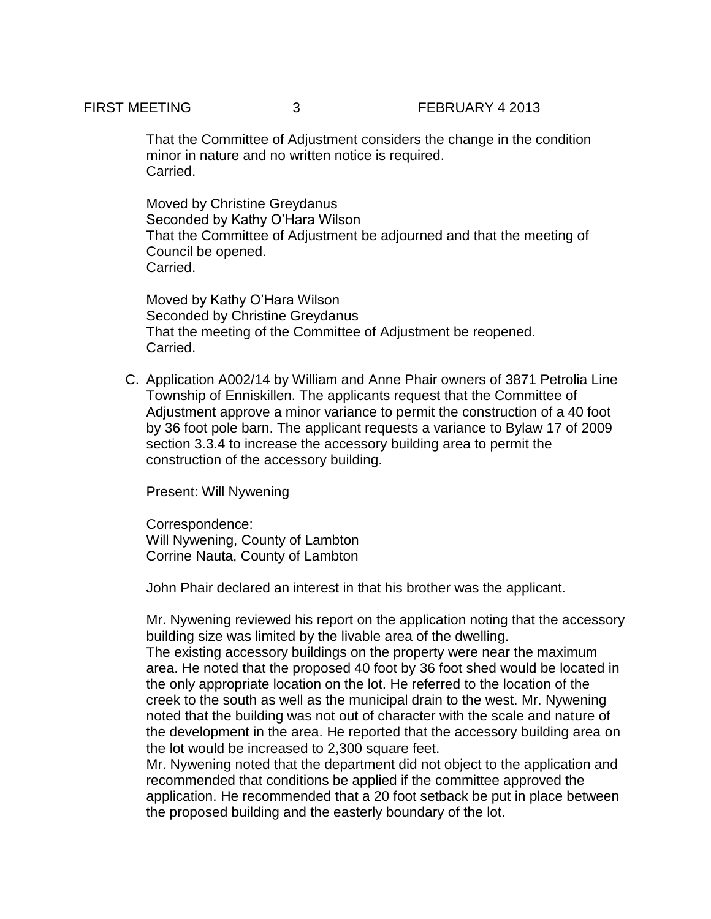That the Committee of Adjustment considers the change in the condition minor in nature and no written notice is required.
Carried.

Moved by Christine Greydanus
Seconded by Kathy O'Hara Wilson
That the Committee of Adjustment be adjourned and that the meeting of Council be opened.
Carried.

Moved by Kathy O'Hara Wilson
Seconded by Christine Greydanus
That the meeting of the Committee of Adjustment be reopened.
Carried.

C. Application A002/14 by William and Anne Phair owners of 3871 Petrolia Line Township of Enniskillen. The applicants request that the Committee of Adjustment approve a minor variance to permit the construction of a 40 foot by 36 foot pole barn. The applicant requests a variance to Bylaw 17 of 2009 section 3.3.4 to increase the accessory building area to permit the construction of the accessory building.

Present: Will Nywening

Correspondence:
Will Nywening, County of Lambton
Corrine Nauta, County of Lambton

John Phair declared an interest in that his brother was the applicant.

Mr. Nywening reviewed his report on the application noting that the accessory building size was limited by the livable area of the dwelling.
The existing accessory buildings on the property were near the maximum area. He noted that the proposed 40 foot by 36 foot shed would be located in the only appropriate location on the lot. He referred to the location of the creek to the south as well as the municipal drain to the west. Mr. Nywening noted that the building was not out of character with the scale and nature of the development in the area. He reported that the accessory building area on the lot would be increased to 2,300 square feet.
Mr. Nywening noted that the department did not object to the application and recommended that conditions be applied if the committee approved the application. He recommended that a 20 foot setback be put in place between the proposed building and the easterly boundary of the lot.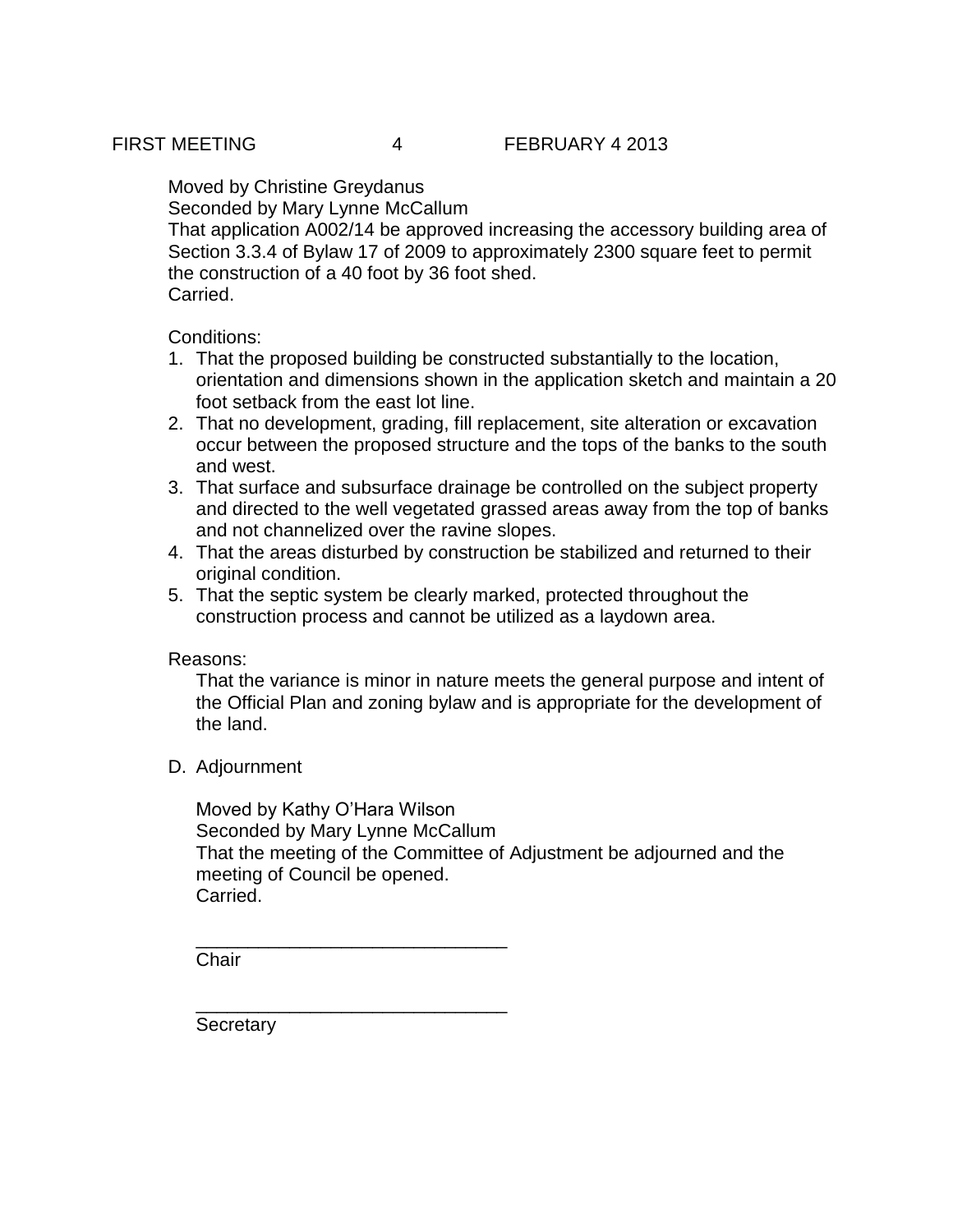Moved by Christine Greydanus
Seconded by Mary Lynne McCallum
That application A002/14 be approved increasing the accessory building area of Section 3.3.4 of Bylaw 17 of 2009 to approximately 2300 square feet to permit the construction of a 40 foot by 36 foot shed.
Carried.

Conditions:

1. That the proposed building be constructed substantially to the location, orientation and dimensions shown in the application sketch and maintain a 20 foot setback from the east lot line.
2. That no development, grading, fill replacement, site alteration or excavation occur between the proposed structure and the tops of the banks to the south and west.
3. That surface and subsurface drainage be controlled on the subject property and directed to the well vegetated grassed areas away from the top of banks and not channelized over the ravine slopes.
4. That the areas disturbed by construction be stabilized and returned to their original condition.
5. That the septic system be clearly marked, protected throughout the construction process and cannot be utilized as a laydown area.

Reasons:

That the variance is minor in nature meets the general purpose and intent of the Official Plan and zoning bylaw and is appropriate for the development of the land.

D. Adjournment

Moved by Kathy O'Hara Wilson
Seconded by Mary Lynne McCallum
That the meeting of the Committee of Adjustment be adjourned and the meeting of Council be opened.
Carried.

______________________________
Chair

______________________________
Secretary